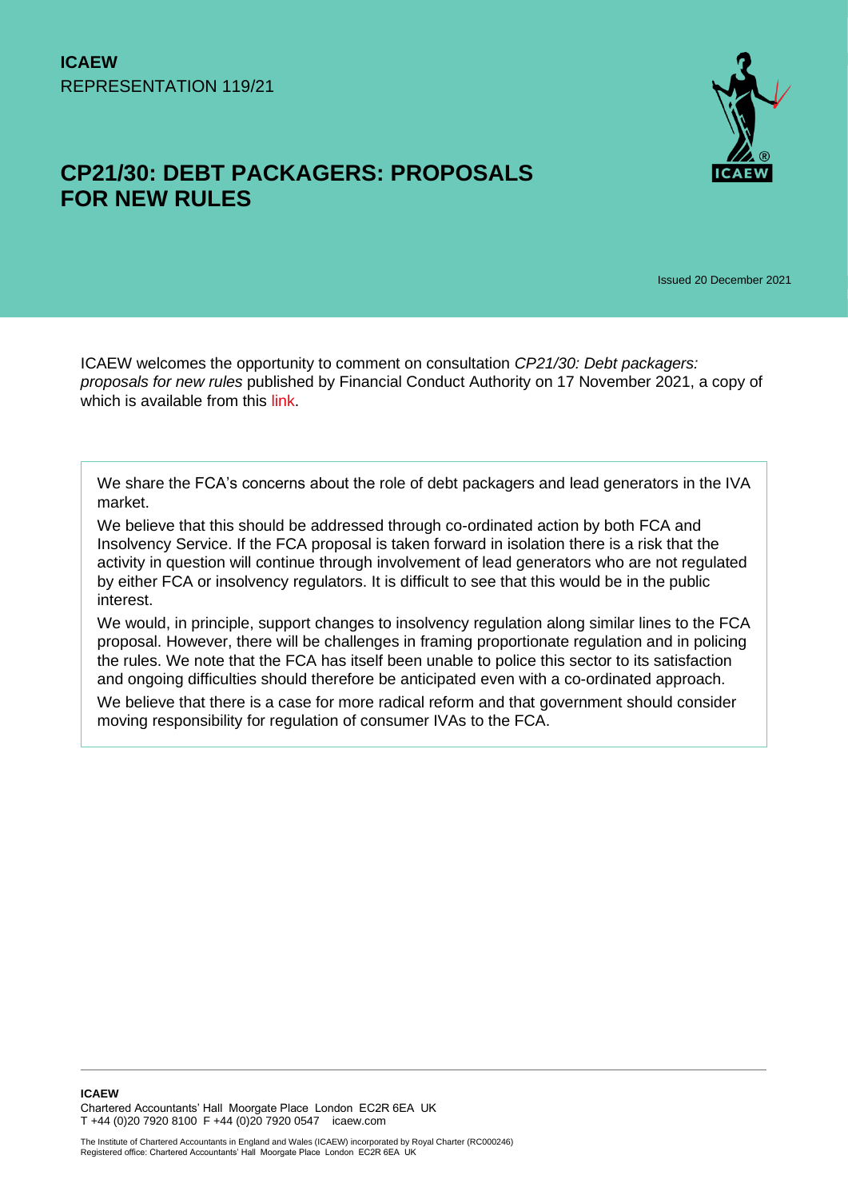**ICAEW**
REPRESENTATION 119/21

# CP21/30: DEBT PACKAGERS: PROPOSALS FOR NEW RULES

Issued 20 December 2021

ICAEW welcomes the opportunity to comment on consultation *CP21/30: Debt packagers: proposals for new rules* published by Financial Conduct Authority on 17 November 2021, a copy of which is available from this link.

> We share the FCA's concerns about the role of debt packagers and lead generators in the IVA market.
>
> We believe that this should be addressed through co-ordinated action by both FCA and Insolvency Service. If the FCA proposal is taken forward in isolation there is a risk that the activity in question will continue through involvement of lead generators who are not regulated by either FCA or insolvency regulators. It is difficult to see that this would be in the public interest.
>
> We would, in principle, support changes to insolvency regulation along similar lines to the FCA proposal. However, there will be challenges in framing proportionate regulation and in policing the rules. We note that the FCA has itself been unable to police this sector to its satisfaction and ongoing difficulties should therefore be anticipated even with a co-ordinated approach.
>
> We believe that there is a case for more radical reform and that government should consider moving responsibility for regulation of consumer IVAs to the FCA.

**ICAEW**
Chartered Accountants' Hall Moorgate Place London EC2R 6EA UK
T +44 (0)20 7920 8100 F +44 (0)20 7920 0547 icaew.com

The Institute of Chartered Accountants in England and Wales (ICAEW) incorporated by Royal Charter (RC000246)
Registered office: Chartered Accountants' Hall Moorgate Place London EC2R 6EA UK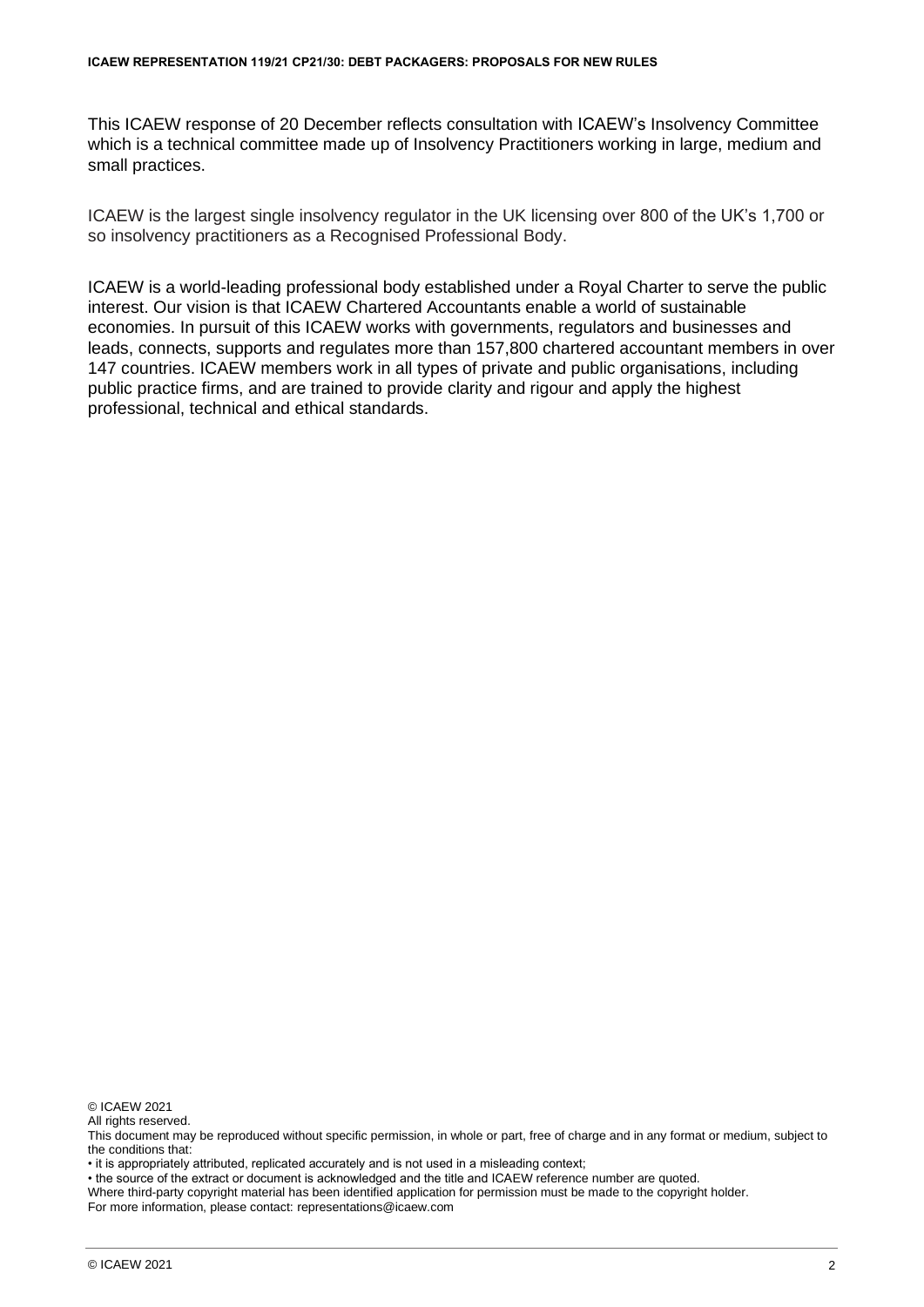This ICAEW response of 20 December reflects consultation with ICAEW's Insolvency Committee which is a technical committee made up of Insolvency Practitioners working in large, medium and small practices.

ICAEW is the largest single insolvency regulator in the UK licensing over 800 of the UK's 1,700 or so insolvency practitioners as a Recognised Professional Body.

ICAEW is a world-leading professional body established under a Royal Charter to serve the public interest. Our vision is that ICAEW Chartered Accountants enable a world of sustainable economies. In pursuit of this ICAEW works with governments, regulators and businesses and leads, connects, supports and regulates more than 157,800 chartered accountant members in over 147 countries. ICAEW members work in all types of private and public organisations, including public practice firms, and are trained to provide clarity and rigour and apply the highest professional, technical and ethical standards.

© ICAEW 2021
All rights reserved.
This document may be reproduced without specific permission, in whole or part, free of charge and in any format or medium, subject to the conditions that:
• it is appropriately attributed, replicated accurately and is not used in a misleading context;
• the source of the extract or document is acknowledged and the title and ICAEW reference number are quoted.
Where third-party copyright material has been identified application for permission must be made to the copyright holder.
For more information, please contact: representations@icaew.com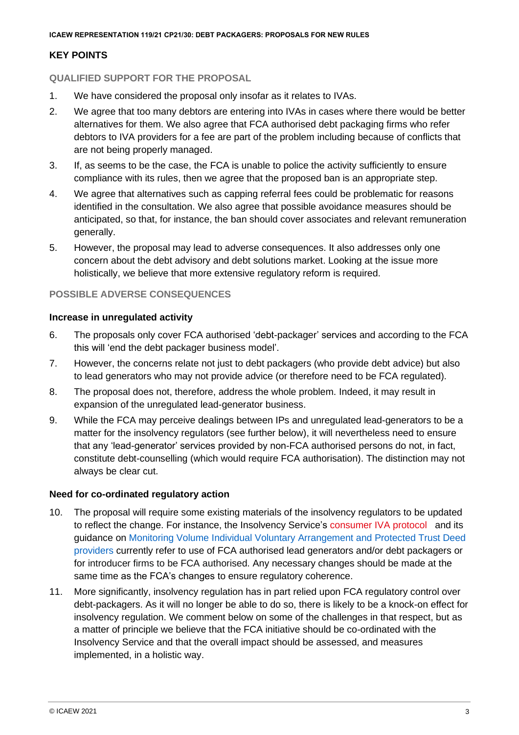## KEY POINTS

### QUALIFIED SUPPORT FOR THE PROPOSAL

1. We have considered the proposal only insofar as it relates to IVAs.
2. We agree that too many debtors are entering into IVAs in cases where there would be better alternatives for them. We also agree that FCA authorised debt packaging firms who refer debtors to IVA providers for a fee are part of the problem including because of conflicts that are not being properly managed.
3. If, as seems to be the case, the FCA is unable to police the activity sufficiently to ensure compliance with its rules, then we agree that the proposed ban is an appropriate step.
4. We agree that alternatives such as capping referral fees could be problematic for reasons identified in the consultation. We also agree that possible avoidance measures should be anticipated, so that, for instance, the ban should cover associates and relevant remuneration generally.
5. However, the proposal may lead to adverse consequences. It also addresses only one concern about the debt advisory and debt solutions market. Looking at the issue more holistically, we believe that more extensive regulatory reform is required.

### POSSIBLE ADVERSE CONSEQUENCES

#### Increase in unregulated activity

6. The proposals only cover FCA authorised 'debt-packager' services and according to the FCA this will 'end the debt packager business model'.
7. However, the concerns relate not just to debt packagers (who provide debt advice) but also to lead generators who may not provide advice (or therefore need to be FCA regulated).
8. The proposal does not, therefore, address the whole problem. Indeed, it may result in expansion of the unregulated lead-generator business.
9. While the FCA may perceive dealings between IPs and unregulated lead-generators to be a matter for the insolvency regulators (see further below), it will nevertheless need to ensure that any 'lead-generator' services provided by non-FCA authorised persons do not, in fact, constitute debt-counselling (which would require FCA authorisation). The distinction may not always be clear cut.

#### Need for co-ordinated regulatory action

10. The proposal will require some existing materials of the insolvency regulators to be updated to reflect the change. For instance, the Insolvency Service's consumer IVA protocol and its guidance on Monitoring Volume Individual Voluntary Arrangement and Protected Trust Deed providers currently refer to use of FCA authorised lead generators and/or debt packagers or for introducer firms to be FCA authorised. Any necessary changes should be made at the same time as the FCA's changes to ensure regulatory coherence.
11. More significantly, insolvency regulation has in part relied upon FCA regulatory control over debt-packagers. As it will no longer be able to do so, there is likely to be a knock-on effect for insolvency regulation. We comment below on some of the challenges in that respect, but as a matter of principle we believe that the FCA initiative should be co-ordinated with the Insolvency Service and that the overall impact should be assessed, and measures implemented, in a holistic way.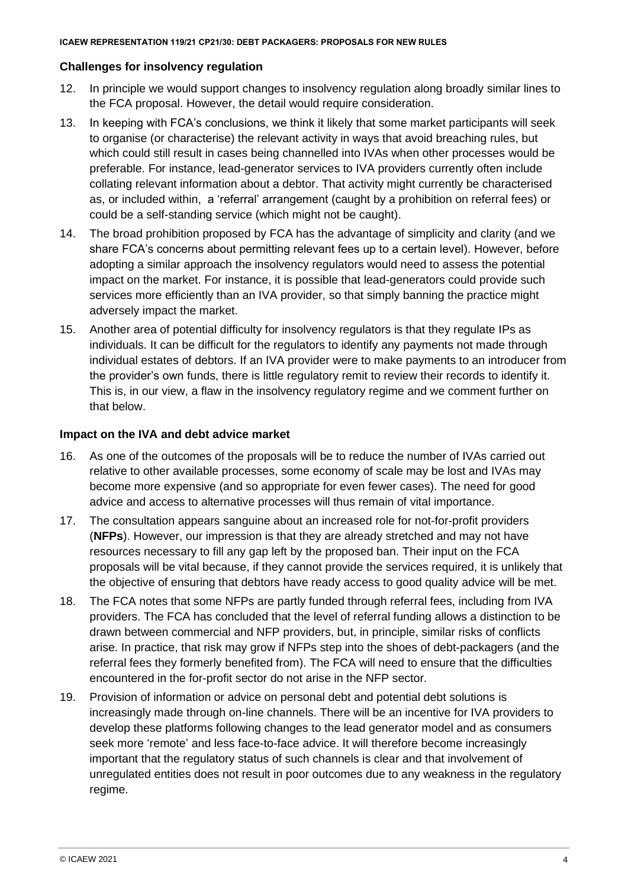### Challenges for insolvency regulation

12. In principle we would support changes to insolvency regulation along broadly similar lines to the FCA proposal. However, the detail would require consideration.
13. In keeping with FCA's conclusions, we think it likely that some market participants will seek to organise (or characterise) the relevant activity in ways that avoid breaching rules, but which could still result in cases being channelled into IVAs when other processes would be preferable. For instance, lead-generator services to IVA providers currently often include collating relevant information about a debtor. That activity might currently be characterised as, or included within, a 'referral' arrangement (caught by a prohibition on referral fees) or could be a self-standing service (which might not be caught).
14. The broad prohibition proposed by FCA has the advantage of simplicity and clarity (and we share FCA's concerns about permitting relevant fees up to a certain level). However, before adopting a similar approach the insolvency regulators would need to assess the potential impact on the market. For instance, it is possible that lead-generators could provide such services more efficiently than an IVA provider, so that simply banning the practice might adversely impact the market.
15. Another area of potential difficulty for insolvency regulators is that they regulate IPs as individuals. It can be difficult for the regulators to identify any payments not made through individual estates of debtors. If an IVA provider were to make payments to an introducer from the provider's own funds, there is little regulatory remit to review their records to identify it. This is, in our view, a flaw in the insolvency regulatory regime and we comment further on that below.

### Impact on the IVA and debt advice market

16. As one of the outcomes of the proposals will be to reduce the number of IVAs carried out relative to other available processes, some economy of scale may be lost and IVAs may become more expensive (and so appropriate for even fewer cases). The need for good advice and access to alternative processes will thus remain of vital importance.
17. The consultation appears sanguine about an increased role for not-for-profit providers (**NFPs**). However, our impression is that they are already stretched and may not have resources necessary to fill any gap left by the proposed ban. Their input on the FCA proposals will be vital because, if they cannot provide the services required, it is unlikely that the objective of ensuring that debtors have ready access to good quality advice will be met.
18. The FCA notes that some NFPs are partly funded through referral fees, including from IVA providers. The FCA has concluded that the level of referral funding allows a distinction to be drawn between commercial and NFP providers, but, in principle, similar risks of conflicts arise. In practice, that risk may grow if NFPs step into the shoes of debt-packagers (and the referral fees they formerly benefited from). The FCA will need to ensure that the difficulties encountered in the for-profit sector do not arise in the NFP sector.
19. Provision of information or advice on personal debt and potential debt solutions is increasingly made through on-line channels. There will be an incentive for IVA providers to develop these platforms following changes to the lead generator model and as consumers seek more 'remote' and less face-to-face advice. It will therefore become increasingly important that the regulatory status of such channels is clear and that involvement of unregulated entities does not result in poor outcomes due to any weakness in the regulatory regime.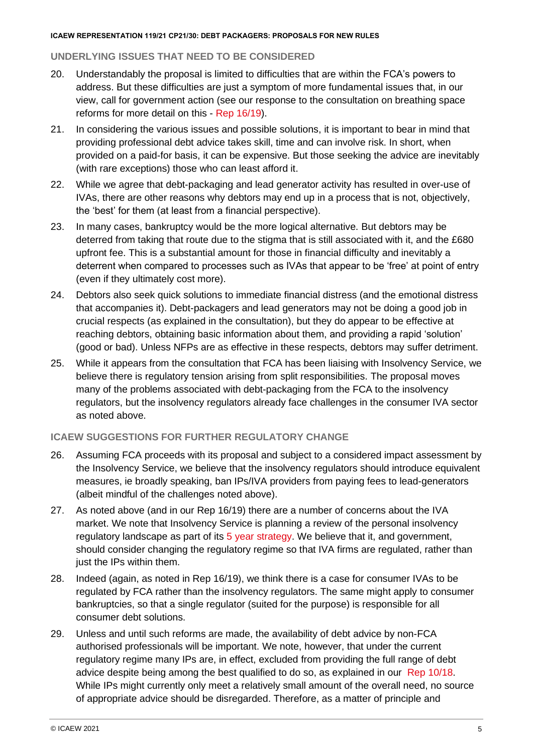## UNDERLYING ISSUES THAT NEED TO BE CONSIDERED

20. Understandably the proposal is limited to difficulties that are within the FCA's powers to address. But these difficulties are just a symptom of more fundamental issues that, in our view, call for government action (see our response to the consultation on breathing space reforms for more detail on this - Rep 16/19).

21. In considering the various issues and possible solutions, it is important to bear in mind that providing professional debt advice takes skill, time and can involve risk. In short, when provided on a paid-for basis, it can be expensive. But those seeking the advice are inevitably (with rare exceptions) those who can least afford it.

22. While we agree that debt-packaging and lead generator activity has resulted in over-use of IVAs, there are other reasons why debtors may end up in a process that is not, objectively, the 'best' for them (at least from a financial perspective).

23. In many cases, bankruptcy would be the more logical alternative. But debtors may be deterred from taking that route due to the stigma that is still associated with it, and the £680 upfront fee. This is a substantial amount for those in financial difficulty and inevitably a deterrent when compared to processes such as IVAs that appear to be 'free' at point of entry (even if they ultimately cost more).

24. Debtors also seek quick solutions to immediate financial distress (and the emotional distress that accompanies it). Debt-packagers and lead generators may not be doing a good job in crucial respects (as explained in the consultation), but they do appear to be effective at reaching debtors, obtaining basic information about them, and providing a rapid 'solution' (good or bad). Unless NFPs are as effective in these respects, debtors may suffer detriment.

25. While it appears from the consultation that FCA has been liaising with Insolvency Service, we believe there is regulatory tension arising from split responsibilities. The proposal moves many of the problems associated with debt-packaging from the FCA to the insolvency regulators, but the insolvency regulators already face challenges in the consumer IVA sector as noted above.

## ICAEW SUGGESTIONS FOR FURTHER REGULATORY CHANGE

26. Assuming FCA proceeds with its proposal and subject to a considered impact assessment by the Insolvency Service, we believe that the insolvency regulators should introduce equivalent measures, ie broadly speaking, ban IPs/IVA providers from paying fees to lead-generators (albeit mindful of the challenges noted above).

27. As noted above (and in our Rep 16/19) there are a number of concerns about the IVA market. We note that Insolvency Service is planning a review of the personal insolvency regulatory landscape as part of its 5 year strategy. We believe that it, and government, should consider changing the regulatory regime so that IVA firms are regulated, rather than just the IPs within them.

28. Indeed (again, as noted in Rep 16/19), we think there is a case for consumer IVAs to be regulated by FCA rather than the insolvency regulators. The same might apply to consumer bankruptcies, so that a single regulator (suited for the purpose) is responsible for all consumer debt solutions.

29. Unless and until such reforms are made, the availability of debt advice by non-FCA authorised professionals will be important. We note, however, that under the current regulatory regime many IPs are, in effect, excluded from providing the full range of debt advice despite being among the best qualified to do so, as explained in our Rep 10/18. While IPs might currently only meet a relatively small amount of the overall need, no source of appropriate advice should be disregarded. Therefore, as a matter of principle and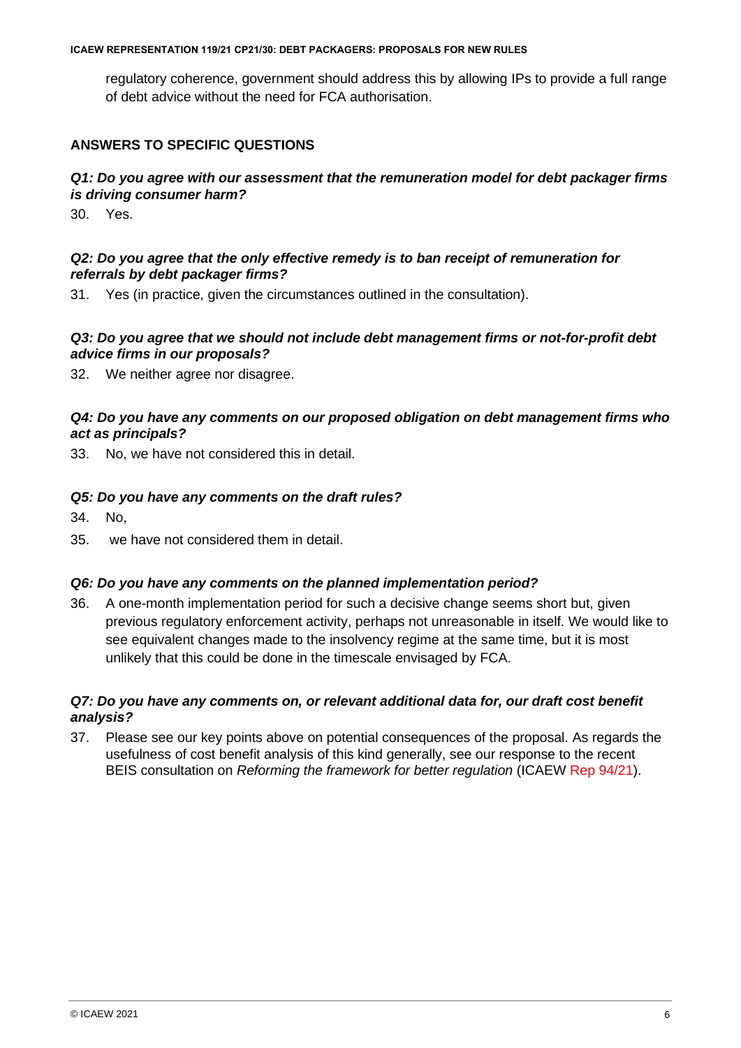regulatory coherence, government should address this by allowing IPs to provide a full range of debt advice without the need for FCA authorisation.

## ANSWERS TO SPECIFIC QUESTIONS

### *Q1: Do you agree with our assessment that the remuneration model for debt packager firms is driving consumer harm?*

30. Yes.

### *Q2: Do you agree that the only effective remedy is to ban receipt of remuneration for referrals by debt packager firms?*

31. Yes (in practice, given the circumstances outlined in the consultation).

### *Q3: Do you agree that we should not include debt management firms or not-for-profit debt advice firms in our proposals?*

32. We neither agree nor disagree.

### *Q4: Do you have any comments on our proposed obligation on debt management firms who act as principals?*

33. No, we have not considered this in detail.

### *Q5: Do you have any comments on the draft rules?*

34. No,

35. we have not considered them in detail.

### *Q6: Do you have any comments on the planned implementation period?*

36. A one-month implementation period for such a decisive change seems short but, given previous regulatory enforcement activity, perhaps not unreasonable in itself. We would like to see equivalent changes made to the insolvency regime at the same time, but it is most unlikely that this could be done in the timescale envisaged by FCA.

### *Q7: Do you have any comments on, or relevant additional data for, our draft cost benefit analysis?*

37. Please see our key points above on potential consequences of the proposal. As regards the usefulness of cost benefit analysis of this kind generally, see our response to the recent BEIS consultation on *Reforming the framework for better regulation* (ICAEW Rep 94/21).